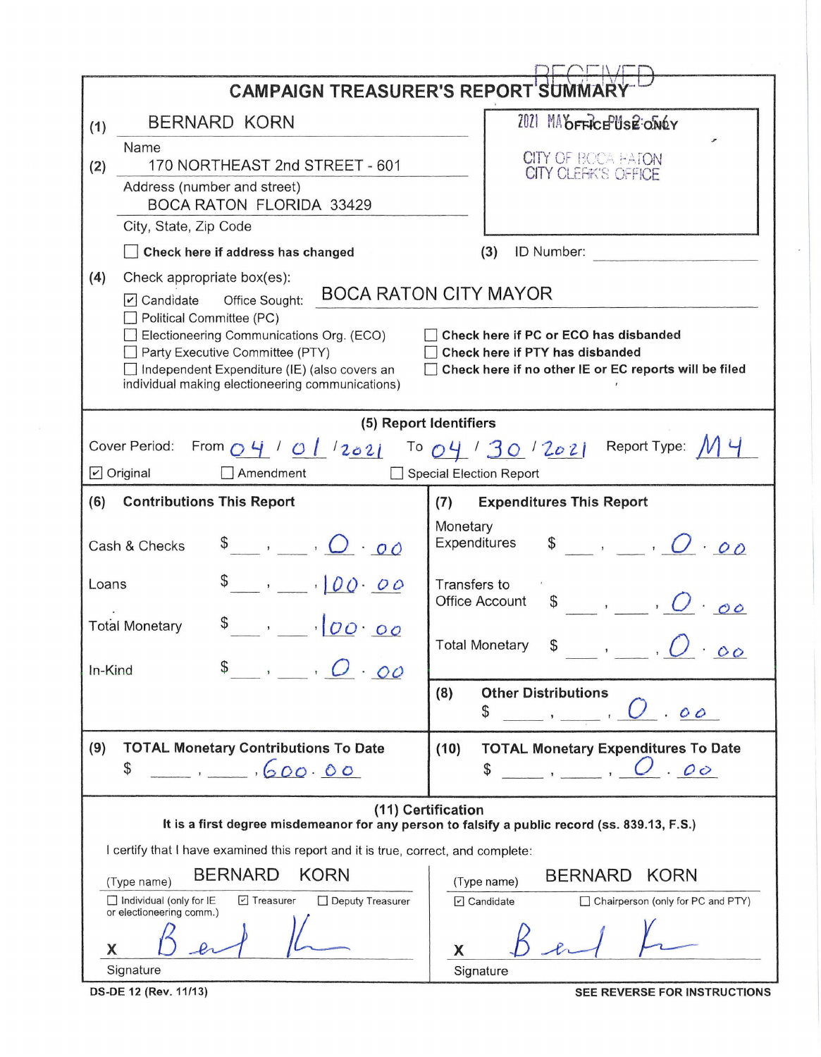# CAMPAIGN TREASURER'S REPORT SUMMARY

RECEIVED
2021 MAY -7 PM 2:56
CITY OF BOCA RATON
CITY CLERK'S OFFICE

OFFICE USE ONLY

(1) BERNARD KORN
Name

(2) 170 NORTHEAST 2nd STREET - 601
Address (number and street)

BOCA RATON FLORIDA 33429
City, State, Zip Code

☐ **Check here if address has changed**

(3) ID Number: ________

(4) Check appropriate box(es):

☑ Candidate   Office Sought: BOCA RATON CITY MAYOR
☐ Political Committee (PC)
☐ Electioneering Communications Org. (ECO)
☐ Party Executive Committee (PTY)
☐ Independent Expenditure (IE) (also covers an individual making electioneering communications)

☐ **Check here if PC or ECO has disbanded**
☐ **Check here if PTY has disbanded**
☐ **Check here if no other IE or EC reports will be filed**

## (5) Report Identifiers

Cover Period: From 04 / 01 / 2021 To 04 / 30 / 2021   Report Type: M4

☑ Original   ☐ Amendment   ☐ Special Election Report

| (6) Contributions This Report | | (7) Expenditures This Report | |
|---|---|---|---|
| Cash & Checks | $ 0.00 | Monetary Expenditures | $ 0.00 |
| Loans | $ 100.00 | Transfers to Office Account | $ 0.00 |
| Total Monetary | $ 100.00 | Total Monetary | $ 0.00 |
| In-Kind | $ 0.00 | (8) Other Distributions | $ 0.00 |

| (9) TOTAL Monetary Contributions To Date | (10) TOTAL Monetary Expenditures To Date |
|---|---|
| $ 600.00 | $ 0.00 |

## (11) Certification

**It is a first degree misdemeanor for any person to falsify a public record (ss. 839.13, F.S.)**

I certify that I have examined this report and it is true, correct, and complete:

(Type name) BERNARD KORN
☐ Individual (only for IE or electioneering comm.)   ☑ Treasurer   ☐ Deputy Treasurer

X [signature]
Signature

(Type name) BERNARD KORN
☑ Candidate   ☐ Chairperson (only for PC and PTY)

X [signature]
Signature

DS-DE 12 (Rev. 11/13)

SEE REVERSE FOR INSTRUCTIONS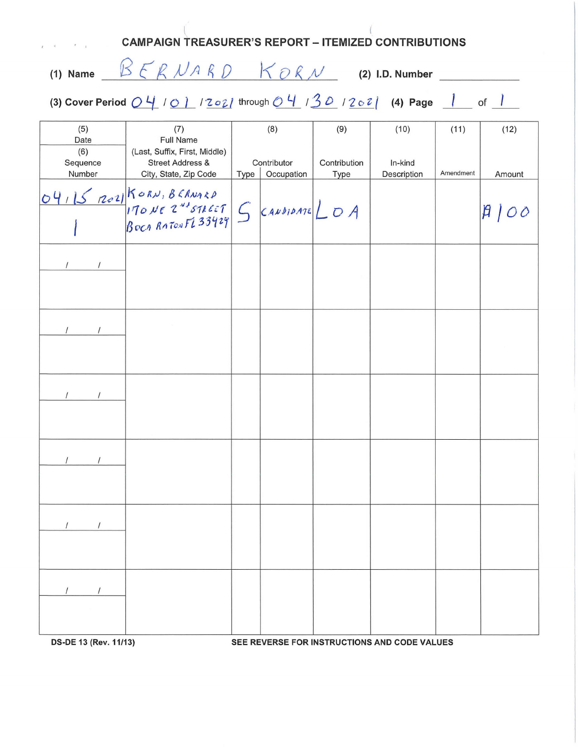# CAMPAIGN TREASURER'S REPORT – ITEMIZED CONTRIBUTIONS

**(1) Name** BERNARD KORN **(2) I.D. Number** ______________

**(3) Cover Period** 04 / 01 / 2021 through 04 / 30 / 2021 **(4) Page** 1 of 1

| (5) Date / (6) Sequence Number | (7) Full Name (Last, Suffix, First, Middle) Street Address & City, State, Zip Code | (8) Contributor Type | (8) Contributor Occupation | (9) Contribution Type | (10) In-kind Description | (11) Amendment | (12) Amount |
|---|---|---|---|---|---|---|---|
| 04/15/2021<br>1 | KORN, BERNARD<br>170 NE 2ND STREET<br>BOCA RATON FL 33429 | S | CANDIDATE | LOA | | | $100 |
| / / | | | | | | | |
| / / | | | | | | | |
| / / | | | | | | | |
| / / | | | | | | | |
| / / | | | | | | | |
| / / | | | | | | | |

DS-DE 13 (Rev. 11/13) SEE REVERSE FOR INSTRUCTIONS AND CODE VALUES